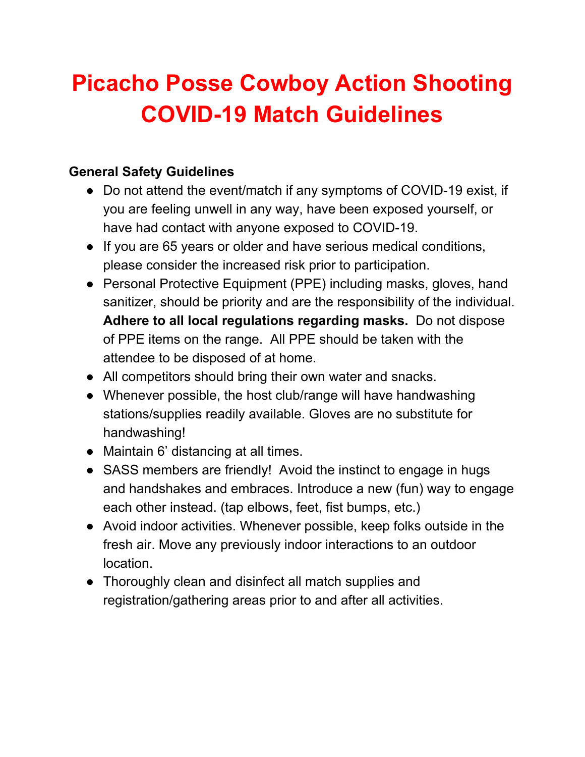# Picacho Posse Cowboy Action Shooting COVID-19 Match Guidelines

**General Safety Guidelines**

- Do not attend the event/match if any symptoms of COVID-19 exist, if you are feeling unwell in any way, have been exposed yourself, or have had contact with anyone exposed to COVID-19.
- If you are 65 years or older and have serious medical conditions, please consider the increased risk prior to participation.
- Personal Protective Equipment (PPE) including masks, gloves, hand sanitizer, should be priority and are the responsibility of the individual. **Adhere to all local regulations regarding masks.** Do not dispose of PPE items on the range. All PPE should be taken with the attendee to be disposed of at home.
- All competitors should bring their own water and snacks.
- Whenever possible, the host club/range will have handwashing stations/supplies readily available. Gloves are no substitute for handwashing!
- Maintain 6' distancing at all times.
- SASS members are friendly! Avoid the instinct to engage in hugs and handshakes and embraces. Introduce a new (fun) way to engage each other instead. (tap elbows, feet, fist bumps, etc.)
- Avoid indoor activities. Whenever possible, keep folks outside in the fresh air. Move any previously indoor interactions to an outdoor location.
- Thoroughly clean and disinfect all match supplies and registration/gathering areas prior to and after all activities.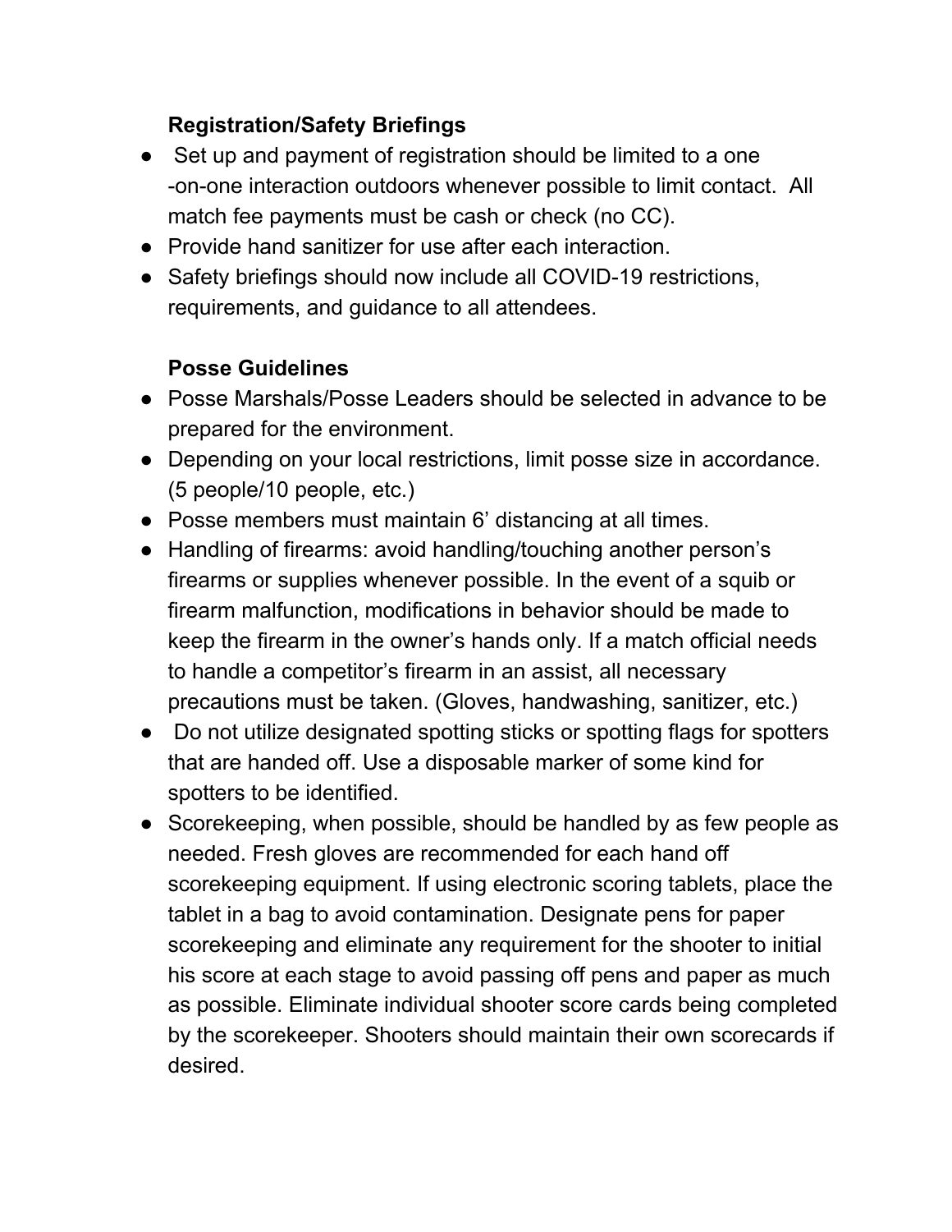**Registration/Safety Briefings**

- Set up and payment of registration should be limited to a one-on-one interaction outdoors whenever possible to limit contact. All match fee payments must be cash or check (no CC).
- Provide hand sanitizer for use after each interaction.
- Safety briefings should now include all COVID-19 restrictions, requirements, and guidance to all attendees.

**Posse Guidelines**

- Posse Marshals/Posse Leaders should be selected in advance to be prepared for the environment.
- Depending on your local restrictions, limit posse size in accordance. (5 people/10 people, etc.)
- Posse members must maintain 6' distancing at all times.
- Handling of firearms: avoid handling/touching another person's firearms or supplies whenever possible. In the event of a squib or firearm malfunction, modifications in behavior should be made to keep the firearm in the owner's hands only. If a match official needs to handle a competitor's firearm in an assist, all necessary precautions must be taken. (Gloves, handwashing, sanitizer, etc.)
- Do not utilize designated spotting sticks or spotting flags for spotters that are handed off. Use a disposable marker of some kind for spotters to be identified.
- Scorekeeping, when possible, should be handled by as few people as needed. Fresh gloves are recommended for each hand off scorekeeping equipment. If using electronic scoring tablets, place the tablet in a bag to avoid contamination. Designate pens for paper scorekeeping and eliminate any requirement for the shooter to initial his score at each stage to avoid passing off pens and paper as much as possible. Eliminate individual shooter score cards being completed by the scorekeeper. Shooters should maintain their own scorecards if desired.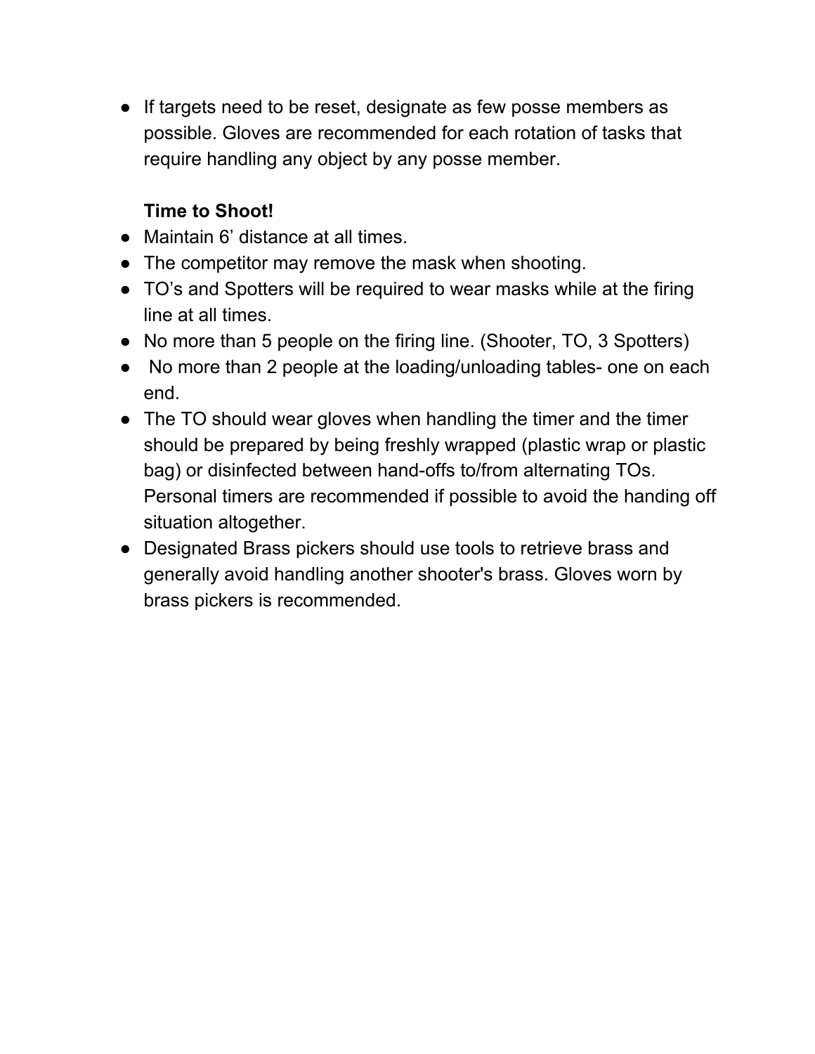- If targets need to be reset, designate as few posse members as possible. Gloves are recommended for each rotation of tasks that require handling any object by any posse member.

**Time to Shoot!**

- Maintain 6' distance at all times.
- The competitor may remove the mask when shooting.
- TO's and Spotters will be required to wear masks while at the firing line at all times.
- No more than 5 people on the firing line. (Shooter, TO, 3 Spotters)
- No more than 2 people at the loading/unloading tables- one on each end.
- The TO should wear gloves when handling the timer and the timer should be prepared by being freshly wrapped (plastic wrap or plastic bag) or disinfected between hand-offs to/from alternating TOs. Personal timers are recommended if possible to avoid the handing off situation altogether.
- Designated Brass pickers should use tools to retrieve brass and generally avoid handling another shooter's brass. Gloves worn by brass pickers is recommended.